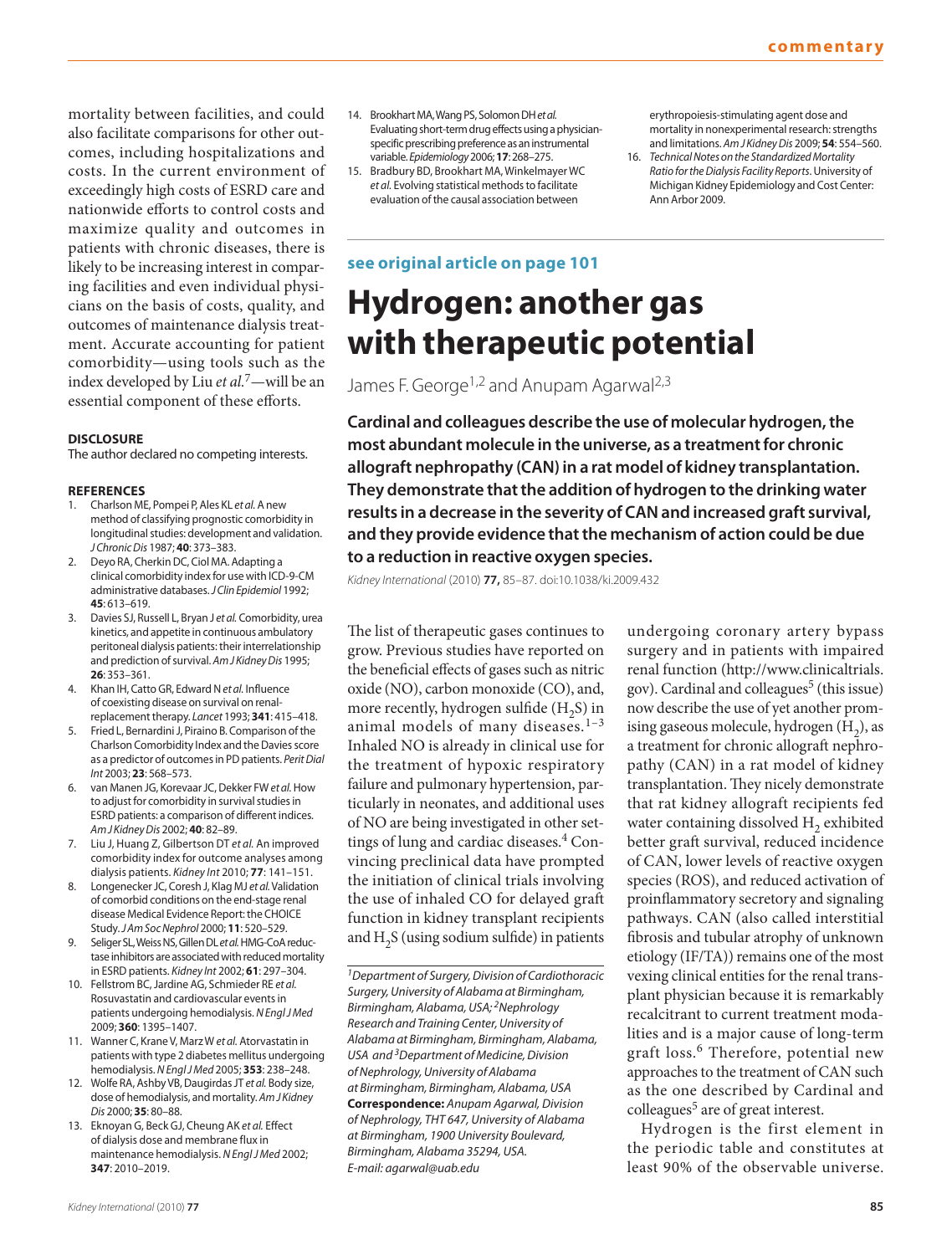mortality between facilities, and could also facilitate comparisons for other outcomes, including hospitalizations and costs. In the current environment of exceedingly high costs of ESRD care and nationwide efforts to control costs and maximize quality and outcomes in patients with chronic diseases, there is likely to be increasing interest in comparing facilities and even individual physicians on the basis of costs, quality, and outcomes of maintenance dialysis treatment. Accurate accounting for patient comorbidity—using tools such as the index developed by Liu *et al.*[7]—will be an essential component of these efforts.

#### DISCLOSURE

The author declared no competing interests.

#### REFERENCES

1. Charlson ME, Pompei P, Ales KL *et al.* A new method of classifying prognostic comorbidity in longitudinal studies: development and validation. *J Chronic Dis* 1987; **40**: 373–383.
2. Deyo RA, Cherkin DC, Ciol MA. Adapting a clinical comorbidity index for use with ICD-9-CM administrative databases. *J Clin Epidemiol* 1992; **45**: 613–619.
3. Davies SJ, Russell L, Bryan J *et al.* Comorbidity, urea kinetics, and appetite in continuous ambulatory peritoneal dialysis patients: their interrelationship and prediction of survival. *Am J Kidney Dis* 1995; **26**: 353–361.
4. Khan IH, Catto GR, Edward N *et al.* Influence of coexisting disease on survival on renal-replacement therapy. *Lancet* 1993; **341**: 415–418.
5. Fried L, Bernardini J, Piraino B. Comparison of the Charlson Comorbidity Index and the Davies score as a predictor of outcomes in PD patients. *Perit Dial Int* 2003; **23**: 568–573.
6. van Manen JG, Korevaar JC, Dekker FW *et al.* How to adjust for comorbidity in survival studies in ESRD patients: a comparison of different indices. *Am J Kidney Dis* 2002; **40**: 82–89.
7. Liu J, Huang Z, Gilbertson DT *et al.* An improved comorbidity index for outcome analyses among dialysis patients. *Kidney Int* 2010; **77**: 141–151.
8. Longenecker JC, Coresh J, Klag MJ *et al.* Validation of comorbid conditions on the end-stage renal disease Medical Evidence Report: the CHOICE Study. *J Am Soc Nephrol* 2000; **11**: 520–529.
9. Seliger SL, Weiss NS, Gillen DL *et al.* HMG-CoA reductase inhibitors are associated with reduced mortality in ESRD patients. *Kidney Int* 2002; **61**: 297–304.
10. Fellstrom BC, Jardine AG, Schmieder RE *et al.* Rosuvastatin and cardiovascular events in patients undergoing hemodialysis. *N Engl J Med* 2009; **360**: 1395–1407.
11. Wanner C, Krane V, Marz W *et al.* Atorvastatin in patients with type 2 diabetes mellitus undergoing hemodialysis. *N Engl J Med* 2005; **353**: 238–248.
12. Wolfe RA, Ashby VB, Daugirdas JT *et al.* Body size, dose of hemodialysis, and mortality. *Am J Kidney Dis* 2000; **35**: 80–88.
13. Eknoyan G, Beck GJ, Cheung AK *et al.* Effect of dialysis dose and membrane flux in maintenance hemodialysis. *N Engl J Med* 2002; **347**: 2010–2019.
14. Brookhart MA, Wang PS, Solomon DH *et al.* Evaluating short-term drug effects using a physician-specific prescribing preference as an instrumental variable. *Epidemiology* 2006; **17**: 268–275.
15. Bradbury BD, Brookhart MA, Winkelmayer WC *et al.* Evolving statistical methods to facilitate evaluation of the causal association between erythropoiesis-stimulating agent dose and mortality in nonexperimental research: strengths and limitations. *Am J Kidney Dis* 2009; **54**: 554–560.
16. *Technical Notes on the Standardized Mortality Ratio for the Dialysis Facility Reports*. University of Michigan Kidney Epidemiology and Cost Center: Ann Arbor 2009.

---

**see original article on page 101**

# Hydrogen: another gas with therapeutic potential

James F. George[1,2] and Anupam Agarwal[2,3]

**Cardinal and colleagues describe the use of molecular hydrogen, the most abundant molecule in the universe, as a treatment for chronic allograft nephropathy (CAN) in a rat model of kidney transplantation. They demonstrate that the addition of hydrogen to the drinking water results in a decrease in the severity of CAN and increased graft survival, and they provide evidence that the mechanism of action could be due to a reduction in reactive oxygen species.**

*Kidney International* (2010) **77,** 85–87. doi:10.1038/ki.2009.432

The list of therapeutic gases continues to grow. Previous studies have reported on the beneficial effects of gases such as nitric oxide (NO), carbon monoxide (CO), and, more recently, hydrogen sulfide ($H_2S$) in animal models of many diseases.[1–3] Inhaled NO is already in clinical use for the treatment of hypoxic respiratory failure and pulmonary hypertension, particularly in neonates, and additional uses of NO are being investigated in other settings of lung and cardiac diseases.[4] Convincing preclinical data have prompted the initiation of clinical trials involving the use of inhaled CO for delayed graft function in kidney transplant recipients and $H_2S$ (using sodium sulfide) in patients undergoing coronary artery bypass surgery and in patients with impaired renal function (http://www.clinicaltrials.gov). Cardinal and colleagues[5] (this issue) now describe the use of yet another promising gaseous molecule, hydrogen ($H_2$), as a treatment for chronic allograft nephropathy (CAN) in a rat model of kidney transplantation. They nicely demonstrate that rat kidney allograft recipients fed water containing dissolved $H_2$ exhibited better graft survival, reduced incidence of CAN, lower levels of reactive oxygen species (ROS), and reduced activation of proinflammatory secretory and signaling pathways. CAN (also called interstitial fibrosis and tubular atrophy of unknown etiology (IF/TA)) remains one of the most vexing clinical entities for the renal transplant physician because it is remarkably recalcitrant to current treatment modalities and is a major cause of long-term graft loss.[6] Therefore, potential new approaches to the treatment of CAN such as the one described by Cardinal and colleagues[5] are of great interest.

Hydrogen is the first element in the periodic table and constitutes at least 90% of the observable universe.

[1]*Department of Surgery, Division of Cardiothoracic Surgery, University of Alabama at Birmingham, Birmingham, Alabama, USA;* [2]*Nephrology Research and Training Center, University of Alabama at Birmingham, Birmingham, Alabama, USA and* [3]*Department of Medicine, Division of Nephrology, University of Alabama at Birmingham, Birmingham, Alabama, USA*
**Correspondence:** *Anupam Agarwal, Division of Nephrology, THT 647, University of Alabama at Birmingham, 1900 University Boulevard, Birmingham, Alabama 35294, USA. E-mail: agarwal@uab.edu*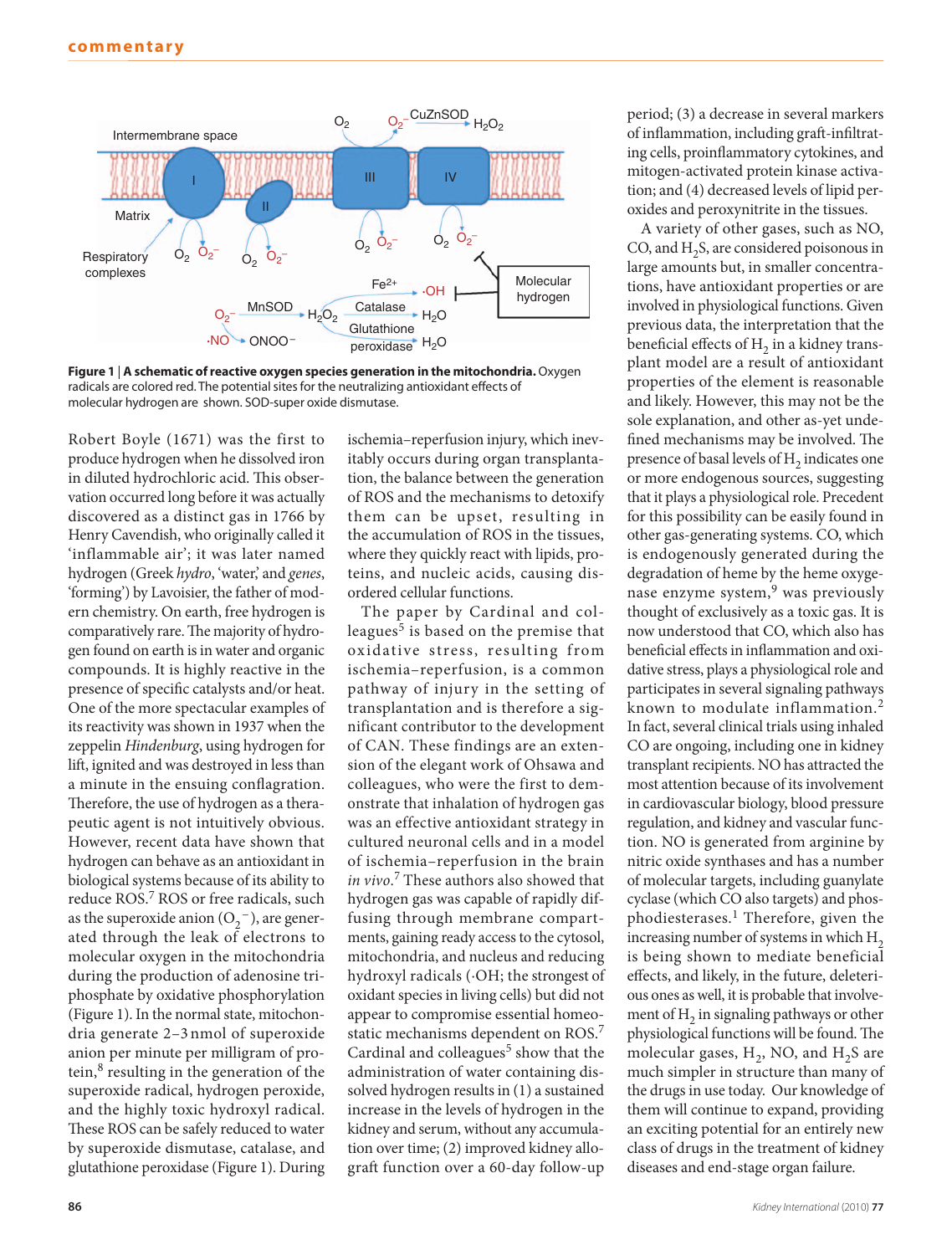**Figure 1 | A schematic of reactive oxygen species generation in the mitochondria.** Oxygen radicals are colored red. The potential sites for the neutralizing antioxidant effects of molecular hydrogen are shown. SOD-super oxide dismutase.

Robert Boyle (1671) was the first to produce hydrogen when he dissolved iron in diluted hydrochloric acid. This observation occurred long before it was actually discovered as a distinct gas in 1766 by Henry Cavendish, who originally called it 'inflammable air'; it was later named hydrogen (Greek *hydro*, 'water,' and *genes*, 'forming') by Lavoisier, the father of modern chemistry. On earth, free hydrogen is comparatively rare. The majority of hydrogen found on earth is in water and organic compounds. It is highly reactive in the presence of specific catalysts and/or heat. One of the more spectacular examples of its reactivity was shown in 1937 when the zeppelin *Hindenburg*, using hydrogen for lift, ignited and was destroyed in less than a minute in the ensuing conflagration. Therefore, the use of hydrogen as a therapeutic agent is not intuitively obvious. However, recent data have shown that hydrogen can behave as an antioxidant in biological systems because of its ability to reduce ROS.[7] ROS or free radicals, such as the superoxide anion ($O_2^-$), are generated through the leak of electrons to molecular oxygen in the mitochondria during the production of adenosine triphosphate by oxidative phosphorylation (Figure 1). In the normal state, mitochondria generate 2–3 nmol of superoxide anion per minute per milligram of protein,[8] resulting in the generation of the superoxide radical, hydrogen peroxide, and the highly toxic hydroxyl radical. These ROS can be safely reduced to water by superoxide dismutase, catalase, and glutathione peroxidase (Figure 1). During ischemia–reperfusion injury, which inevitably occurs during organ transplantation, the balance between the generation of ROS and the mechanisms to detoxify them can be upset, resulting in the accumulation of ROS in the tissues, where they quickly react with lipids, proteins, and nucleic acids, causing disordered cellular functions.

The paper by Cardinal and colleagues[5] is based on the premise that oxidative stress, resulting from ischemia–reperfusion, is a common pathway of injury in the setting of transplantation and is therefore a significant contributor to the development of CAN. These findings are an extension of the elegant work of Ohsawa and colleagues, who were the first to demonstrate that inhalation of hydrogen gas was an effective antioxidant strategy in cultured neuronal cells and in a model of ischemia–reperfusion in the brain *in vivo*.[7] These authors also showed that hydrogen gas was capable of rapidly diffusing through membrane compartments, gaining ready access to the cytosol, mitochondria, and nucleus and reducing hydroxyl radicals (·OH; the strongest of oxidant species in living cells) but did not appear to compromise essential homeostatic mechanisms dependent on ROS.[7] Cardinal and colleagues[5] show that the administration of water containing dissolved hydrogen results in (1) a sustained increase in the levels of hydrogen in the kidney and serum, without any accumulation over time; (2) improved kidney allograft function over a 60-day follow-up period; (3) a decrease in several markers of inflammation, including graft-infiltrating cells, proinflammatory cytokines, and mitogen-activated protein kinase activation; and (4) decreased levels of lipid peroxides and peroxynitrite in the tissues.

A variety of other gases, such as NO, CO, and $H_2S$, are considered poisonous in large amounts but, in smaller concentrations, have antioxidant properties or are involved in physiological functions. Given previous data, the interpretation that the beneficial effects of $H_2$ in a kidney transplant model are a result of antioxidant properties of the element is reasonable and likely. However, this may not be the sole explanation, and other as-yet undefined mechanisms may be involved. The presence of basal levels of $H_2$ indicates one or more endogenous sources, suggesting that it plays a physiological role. Precedent for this possibility can be easily found in other gas-generating systems. CO, which is endogenously generated during the degradation of heme by the heme oxygenase enzyme system,[9] was previously thought of exclusively as a toxic gas. It is now understood that CO, which also has beneficial effects in inflammation and oxidative stress, plays a physiological role and participates in several signaling pathways known to modulate inflammation.[2] In fact, several clinical trials using inhaled CO are ongoing, including one in kidney transplant recipients. NO has attracted the most attention because of its involvement in cardiovascular biology, blood pressure regulation, and kidney and vascular function. NO is generated from arginine by nitric oxide synthases and has a number of molecular targets, including guanylate cyclase (which CO also targets) and phosphodiesterases.[1] Therefore, given the increasing number of systems in which $H_2$ is being shown to mediate beneficial effects, and likely, in the future, deleterious ones as well, it is probable that involvement of $H_2$ in signaling pathways or other physiological functions will be found. The molecular gases, $H_2$, NO, and $H_2S$ are much simpler in structure than many of the drugs in use today. Our knowledge of them will continue to expand, providing an exciting potential for an entirely new class of drugs in the treatment of kidney diseases and end-stage organ failure.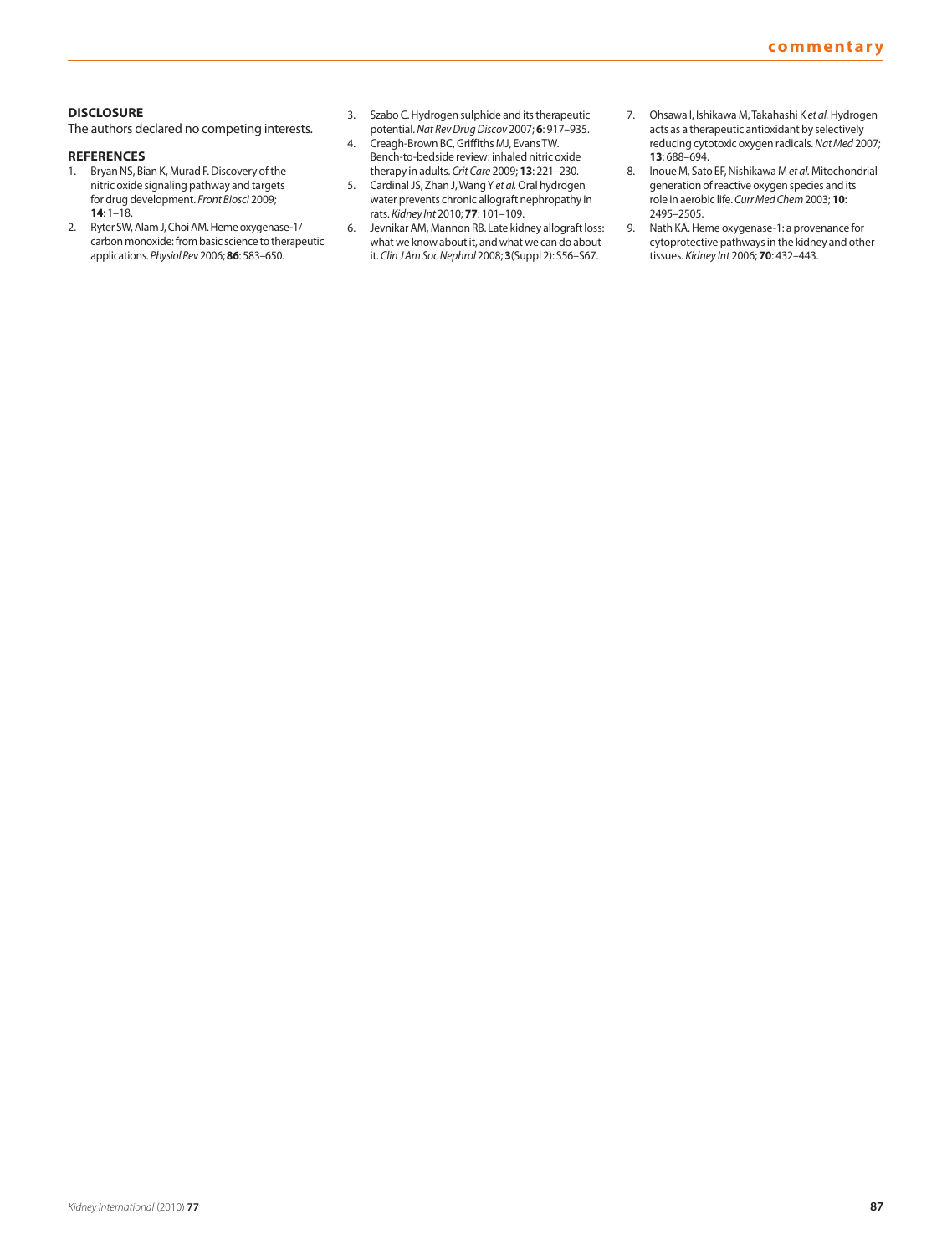## DISCLOSURE

The authors declared no competing interests.

## REFERENCES

1. Bryan NS, Bian K, Murad F. Discovery of the nitric oxide signaling pathway and targets for drug development. *Front Biosci* 2009; **14**: 1–18.
2. Ryter SW, Alam J, Choi AM. Heme oxygenase-1/carbon monoxide: from basic science to therapeutic applications. *Physiol Rev* 2006; **86**: 583–650.
3. Szabo C. Hydrogen sulphide and its therapeutic potential. *Nat Rev Drug Discov* 2007; **6**: 917–935.
4. Creagh-Brown BC, Griffiths MJ, Evans TW. Bench-to-bedside review: inhaled nitric oxide therapy in adults. *Crit Care* 2009; **13**: 221–230.
5. Cardinal JS, Zhan J, Wang Y *et al.* Oral hydrogen water prevents chronic allograft nephropathy in rats. *Kidney Int* 2010; **77**: 101–109.
6. Jevnikar AM, Mannon RB. Late kidney allograft loss: what we know about it, and what we can do about it. *Clin J Am Soc Nephrol* 2008; **3**(Suppl 2): S56–S67.
7. Ohsawa I, Ishikawa M, Takahashi K *et al.* Hydrogen acts as a therapeutic antioxidant by selectively reducing cytotoxic oxygen radicals. *Nat Med* 2007; **13**: 688–694.
8. Inoue M, Sato EF, Nishikawa M *et al.* Mitochondrial generation of reactive oxygen species and its role in aerobic life. *Curr Med Chem* 2003; **10**: 2495–2505.
9. Nath KA. Heme oxygenase-1: a provenance for cytoprotective pathways in the kidney and other tissues. *Kidney Int* 2006; **70**: 432–443.